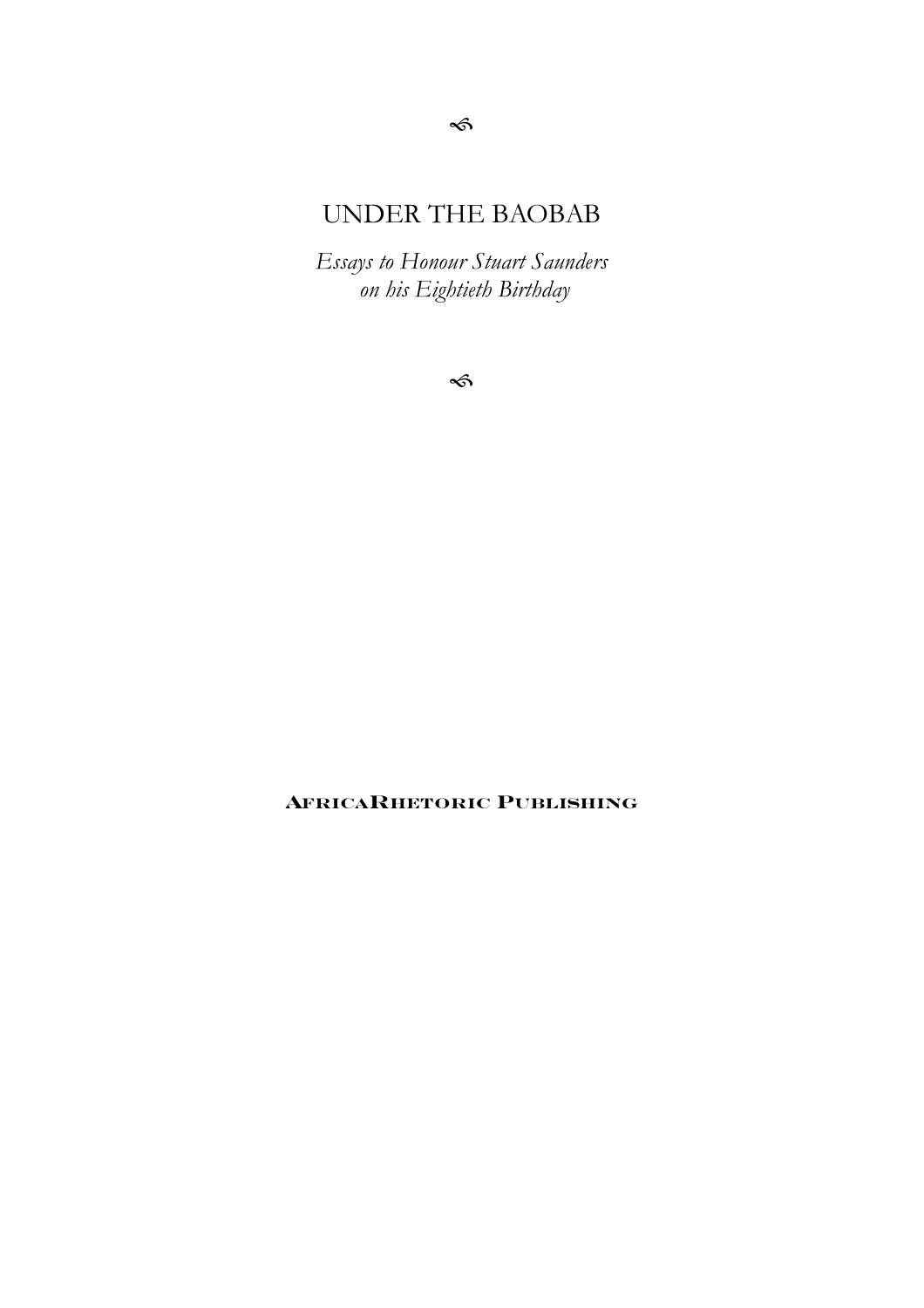# UNDER THE BAOBAB

*Essays to Honour Stuart Saunders on his Eightieth Birthday*

**AFRICARHETORIC PUBLISHING**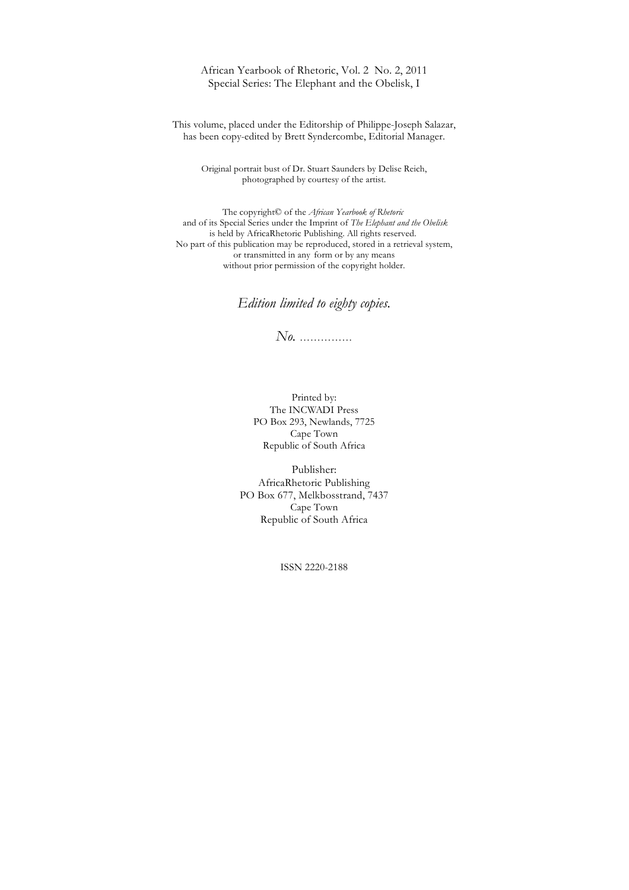African Yearbook of Rhetoric, Vol. 2 No. 2, 2011
Special Series: The Elephant and the Obelisk, I

This volume, placed under the Editorship of Philippe-Joseph Salazar, has been copy-edited by Brett Syndercombe, Editorial Manager.

Original portrait bust of Dr. Stuart Saunders by Delise Reich, photographed by courtesy of the artist.

The copyright© of the *African Yearbook of Rhetoric* and of its Special Series under the Imprint of *The Elephant and the Obelisk* is held by AfricaRhetoric Publishing. All rights reserved. No part of this publication may be reproduced, stored in a retrieval system, or transmitted in any form or by any means without prior permission of the copyright holder.

*Edition limited to eighty copies.*

*No.* ...............

Printed by:
The INCWADI Press
PO Box 293, Newlands, 7725
Cape Town
Republic of South Africa

Publisher:
AfricaRhetoric Publishing
PO Box 677, Melkbosstrand, 7437
Cape Town
Republic of South Africa

ISSN 2220-2188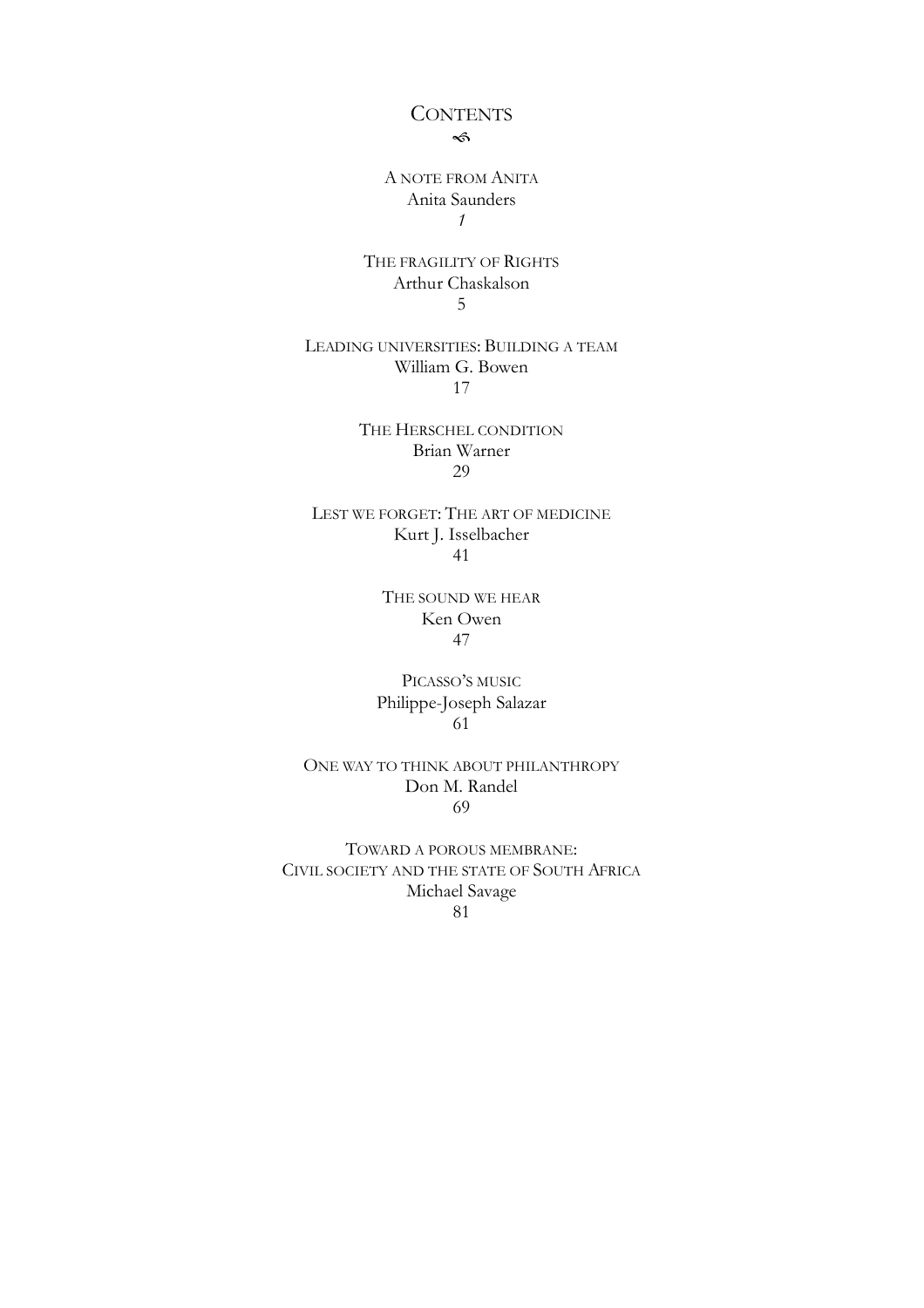# CONTENTS

A NOTE FROM ANITA
Anita Saunders
*1*

THE FRAGILITY OF RIGHTS
Arthur Chaskalson
5

LEADING UNIVERSITIES: BUILDING A TEAM
William G. Bowen
17

THE HERSCHEL CONDITION
Brian Warner
29

LEST WE FORGET: THE ART OF MEDICINE
Kurt J. Isselbacher
41

THE SOUND WE HEAR
Ken Owen
47

PICASSO'S MUSIC
Philippe-Joseph Salazar
61

ONE WAY TO THINK ABOUT PHILANTHROPY
Don M. Randel
69

TOWARD A POROUS MEMBRANE:
CIVIL SOCIETY AND THE STATE OF SOUTH AFRICA
Michael Savage
81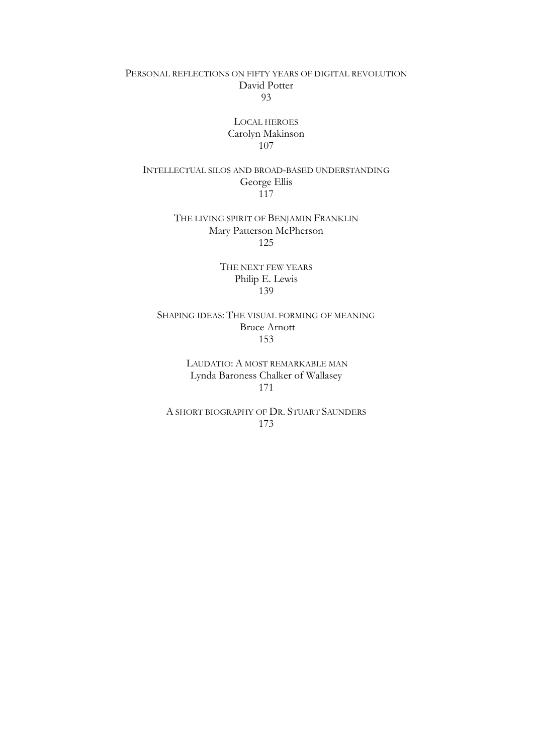PERSONAL REFLECTIONS ON FIFTY YEARS OF DIGITAL REVOLUTION
David Potter
93

LOCAL HEROES
Carolyn Makinson
107

INTELLECTUAL SILOS AND BROAD-BASED UNDERSTANDING
George Ellis
117

THE LIVING SPIRIT OF BENJAMIN FRANKLIN
Mary Patterson McPherson
125

THE NEXT FEW YEARS
Philip E. Lewis
139

SHAPING IDEAS: THE VISUAL FORMING OF MEANING
Bruce Arnott
153

LAUDATIO: A MOST REMARKABLE MAN
Lynda Baroness Chalker of Wallasey
171

A SHORT BIOGRAPHY OF DR. STUART SAUNDERS
173